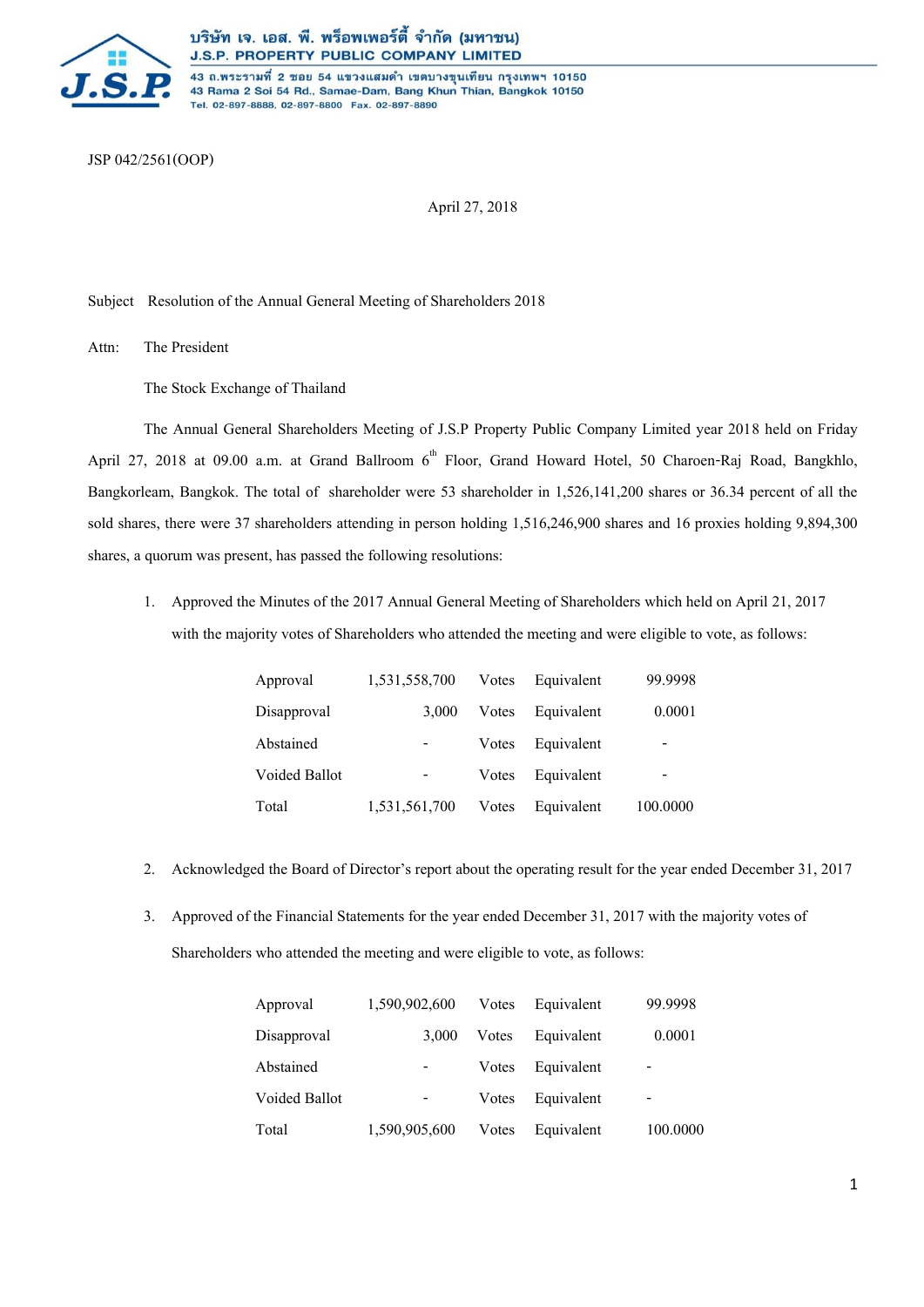บริษัท เจ. เอส. พี. พร็อพเพอร์ตี้ จำกัด (มหาชน)
J.S.P. PROPERTY PUBLIC COMPANY LIMITED
43 ถ.พระรามที่ 2 ซอย 54 แขวงแสมดำ เขตบางขุนเทียน กรุงเทพฯ 10150
43 Rama 2 Soi 54 Rd., Samae-Dam, Bang Khun Thian, Bangkok 10150
Tel. 02-897-8888, 02-897-8800 Fax. 02-897-8890

JSP 042/2561(OOP)

April 27, 2018

Subject Resolution of the Annual General Meeting of Shareholders 2018

Attn: The President

The Stock Exchange of Thailand

The Annual General Shareholders Meeting of J.S.P Property Public Company Limited year 2018 held on Friday April 27, 2018 at 09.00 a.m. at Grand Ballroom 6th Floor, Grand Howard Hotel, 50 Charoen-Raj Road, Bangkhlo, Bangkorleam, Bangkok. The total of shareholder were 53 shareholder in 1,526,141,200 shares or 36.34 percent of all the sold shares, there were 37 shareholders attending in person holding 1,516,246,900 shares and 16 proxies holding 9,894,300 shares, a quorum was present, has passed the following resolutions:

1. Approved the Minutes of the 2017 Annual General Meeting of Shareholders which held on April 21, 2017 with the majority votes of Shareholders who attended the meeting and were eligible to vote, as follows:

| | | | | |
|---|---|---|---|---|
| Approval | 1,531,558,700 | Votes | Equivalent | 99.9998 |
| Disapproval | 3,000 | Votes | Equivalent | 0.0001 |
| Abstained | - | Votes | Equivalent | - |
| Voided Ballot | - | Votes | Equivalent | - |
| Total | 1,531,561,700 | Votes | Equivalent | 100.0000 |

2. Acknowledged the Board of Director's report about the operating result for the year ended December 31, 2017

3. Approved of the Financial Statements for the year ended December 31, 2017 with the majority votes of Shareholders who attended the meeting and were eligible to vote, as follows:

| | | | | |
|---|---|---|---|---|
| Approval | 1,590,902,600 | Votes | Equivalent | 99.9998 |
| Disapproval | 3,000 | Votes | Equivalent | 0.0001 |
| Abstained | - | Votes | Equivalent | - |
| Voided Ballot | - | Votes | Equivalent | - |
| Total | 1,590,905,600 | Votes | Equivalent | 100.0000 |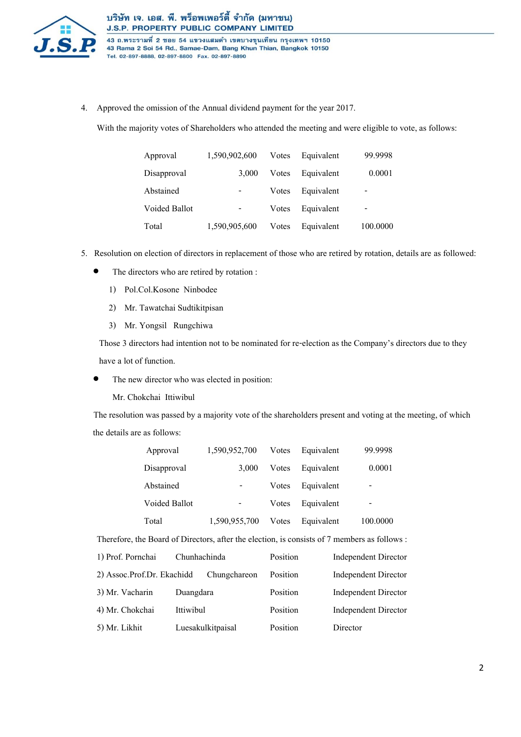4. Approved the omission of the Annual dividend payment for the year 2017.

With the majority votes of Shareholders who attended the meeting and were eligible to vote, as follows:

| | | | | |
|---|---|---|---|---|
| Approval | 1,590,902,600 | Votes | Equivalent | 99.9998 |
| Disapproval | 3,000 | Votes | Equivalent | 0.0001 |
| Abstained | - | Votes | Equivalent | - |
| Voided Ballot | - | Votes | Equivalent | - |
| Total | 1,590,905,600 | Votes | Equivalent | 100.0000 |

5. Resolution on election of directors in replacement of those who are retired by rotation, details are as followed:

- The directors who are retired by rotation :
  1) Pol.Col.Kosone Ninbodee
  2) Mr. Tawatchai Sudtikitpisan
  3) Mr. Yongsil Rungchiwa

  Those 3 directors had intention not to be nominated for re-election as the Company's directors due to they have a lot of function.

- The new director who was elected in position:

  Mr. Chokchai Ittiwibul

The resolution was passed by a majority vote of the shareholders present and voting at the meeting, of which the details are as follows:

| | | | | |
|---|---|---|---|---|
| Approval | 1,590,952,700 | Votes | Equivalent | 99.9998 |
| Disapproval | 3,000 | Votes | Equivalent | 0.0001 |
| Abstained | - | Votes | Equivalent | - |
| Voided Ballot | - | Votes | Equivalent | - |
| Total | 1,590,955,700 | Votes | Equivalent | 100.0000 |

Therefore, the Board of Directors, after the election, is consists of 7 members as follows :

| | | | |
|---|---|---|---|
| 1) Prof. Pornchai | Chunhachinda | Position | Independent Director |
| 2) Assoc.Prof.Dr. Ekachidd | Chungchareon | Position | Independent Director |
| 3) Mr. Vacharin | Duangdara | Position | Independent Director |
| 4) Mr. Chokchai | Ittiwibul | Position | Independent Director |
| 5) Mr. Likhit | Luesakulkitpaisal | Position | Director |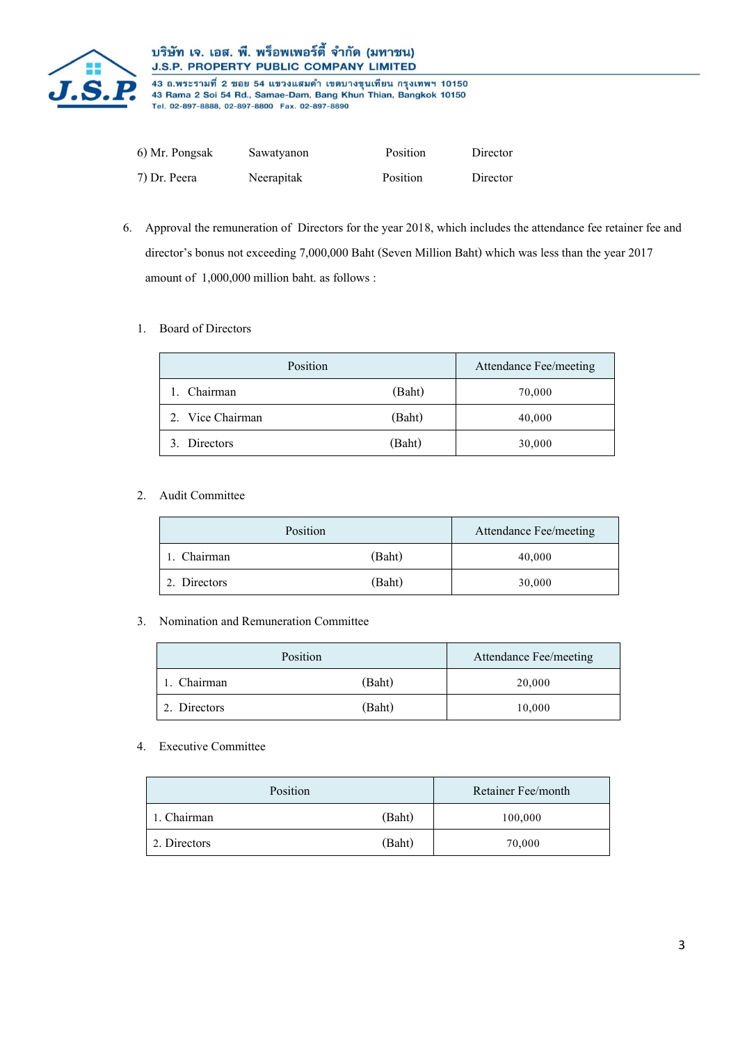6) Mr. Pongsak Sawatyanon Position Director

7) Dr. Peera Neerapitak Position Director

6. Approval the remuneration of Directors for the year 2018, which includes the attendance fee retainer fee and director's bonus not exceeding 7,000,000 Baht (Seven Million Baht) which was less than the year 2017 amount of 1,000,000 million baht. as follows :

1. Board of Directors

| Position | | Attendance Fee/meeting |
|---|---|---|
| 1. Chairman | (Baht) | 70,000 |
| 2. Vice Chairman | (Baht) | 40,000 |
| 3. Directors | (Baht) | 30,000 |

2. Audit Committee

| Position | | Attendance Fee/meeting |
|---|---|---|
| 1. Chairman | (Baht) | 40,000 |
| 2. Directors | (Baht) | 30,000 |

3. Nomination and Remuneration Committee

| Position | | Attendance Fee/meeting |
|---|---|---|
| 1. Chairman | (Baht) | 20,000 |
| 2. Directors | (Baht) | 10,000 |

4. Executive Committee

| Position | | Retainer Fee/month |
|---|---|---|
| 1. Chairman | (Baht) | 100,000 |
| 2. Directors | (Baht) | 70,000 |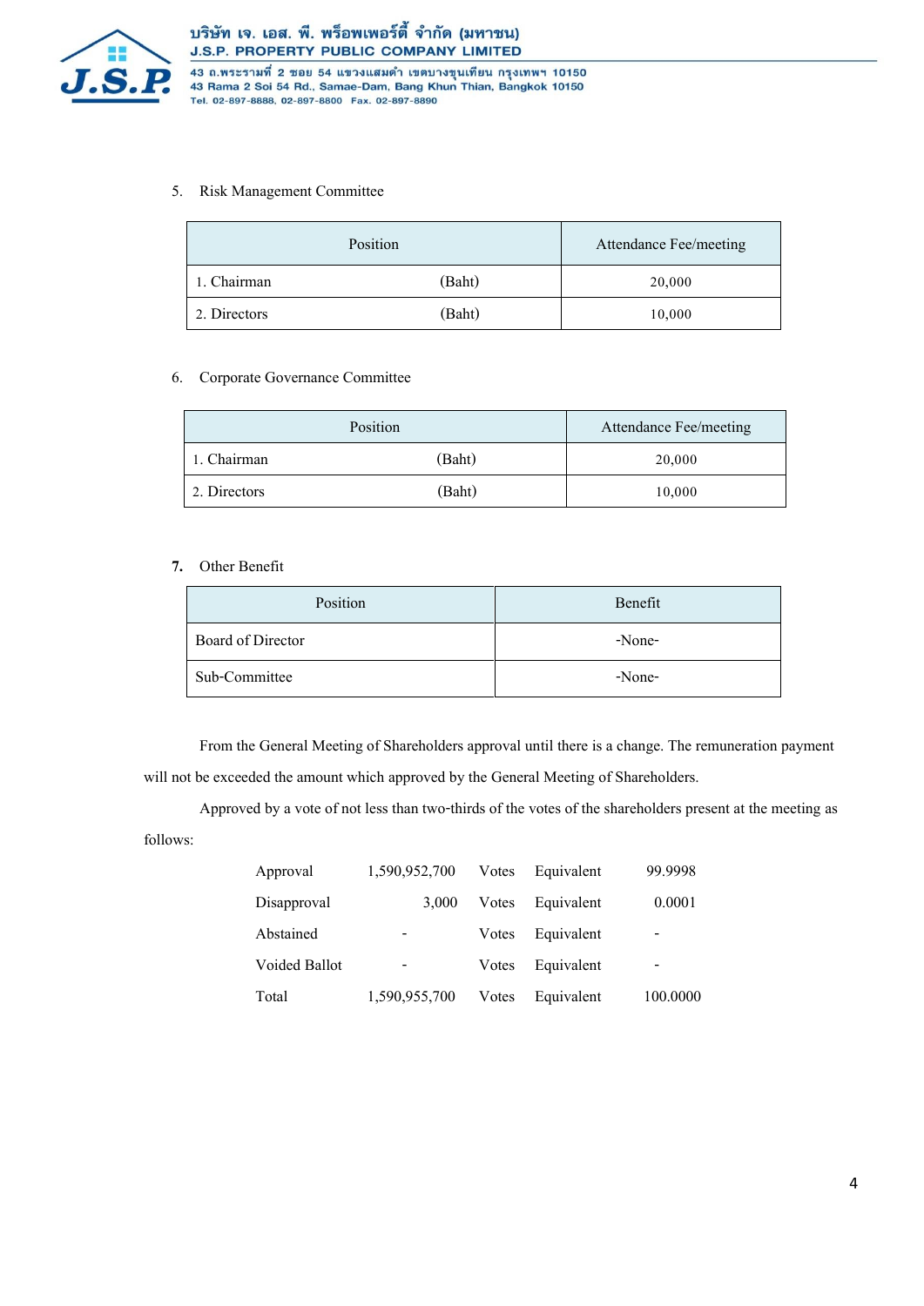5. Risk Management Committee

| Position | | Attendance Fee/meeting |
|---|---|---|
| 1. Chairman | (Baht) | 20,000 |
| 2. Directors | (Baht) | 10,000 |

6. Corporate Governance Committee

| Position | | Attendance Fee/meeting |
|---|---|---|
| 1. Chairman | (Baht) | 20,000 |
| 2. Directors | (Baht) | 10,000 |

**7.** Other Benefit

| Position | Benefit |
|---|---|
| Board of Director | -None- |
| Sub-Committee | -None- |

From the General Meeting of Shareholders approval until there is a change. The remuneration payment will not be exceeded the amount which approved by the General Meeting of Shareholders.

Approved by a vote of not less than two-thirds of the votes of the shareholders present at the meeting as follows:

| | | | | |
|---|---|---|---|---|
| Approval | 1,590,952,700 | Votes | Equivalent | 99.9998 |
| Disapproval | 3,000 | Votes | Equivalent | 0.0001 |
| Abstained | - | Votes | Equivalent | - |
| Voided Ballot | - | Votes | Equivalent | - |
| Total | 1,590,955,700 | Votes | Equivalent | 100.0000 |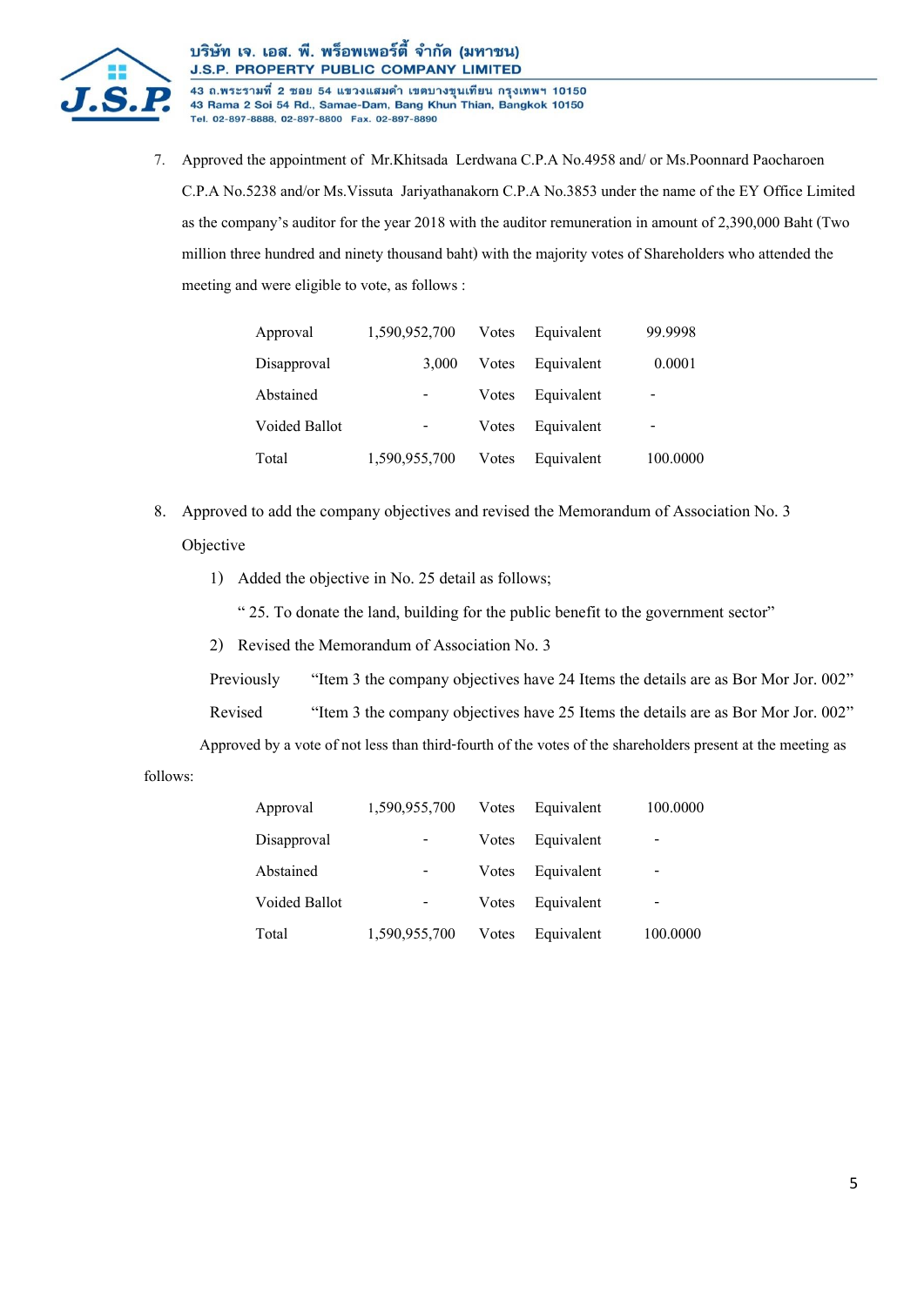7. Approved the appointment of Mr.Khitsada Lerdwana C.P.A No.4958 and/ or Ms.Poonnard Paocharoen C.P.A No.5238 and/or Ms.Vissuta Jariyathanakorn C.P.A No.3853 under the name of the EY Office Limited as the company's auditor for the year 2018 with the auditor remuneration in amount of 2,390,000 Baht (Two million three hundred and ninety thousand baht) with the majority votes of Shareholders who attended the meeting and were eligible to vote, as follows :

| | | | | |
|---|---|---|---|---|
| Approval | 1,590,952,700 | Votes | Equivalent | 99.9998 |
| Disapproval | 3,000 | Votes | Equivalent | 0.0001 |
| Abstained | - | Votes | Equivalent | - |
| Voided Ballot | - | Votes | Equivalent | - |
| Total | 1,590,955,700 | Votes | Equivalent | 100.0000 |

8. Approved to add the company objectives and revised the Memorandum of Association No. 3 Objective

   1) Added the objective in No. 25 detail as follows;

      " 25. To donate the land, building for the public benefit to the government sector"

   2) Revised the Memorandum of Association No. 3

   Previously "Item 3 the company objectives have 24 Items the details are as Bor Mor Jor. 002"

   Revised "Item 3 the company objectives have 25 Items the details are as Bor Mor Jor. 002"

   Approved by a vote of not less than third-fourth of the votes of the shareholders present at the meeting as follows:

| | | | | |
|---|---|---|---|---|
| Approval | 1,590,955,700 | Votes | Equivalent | 100.0000 |
| Disapproval | - | Votes | Equivalent | - |
| Abstained | - | Votes | Equivalent | - |
| Voided Ballot | - | Votes | Equivalent | - |
| Total | 1,590,955,700 | Votes | Equivalent | 100.0000 |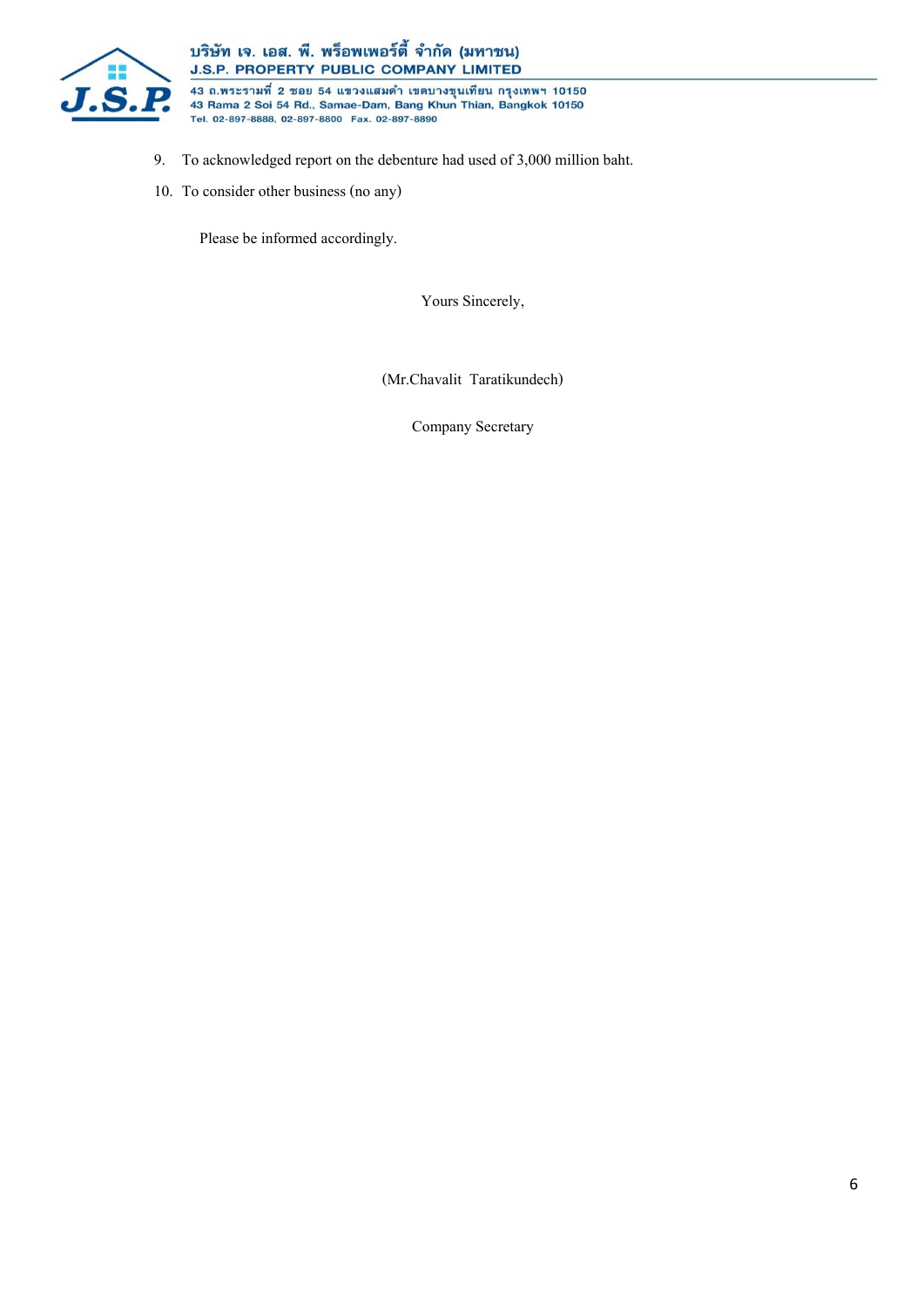9. To acknowledged report on the debenture had used of 3,000 million baht.
10. To consider other business (no any)

Please be informed accordingly.

Yours Sincerely,

(Mr.Chavalit Taratikundech)

Company Secretary